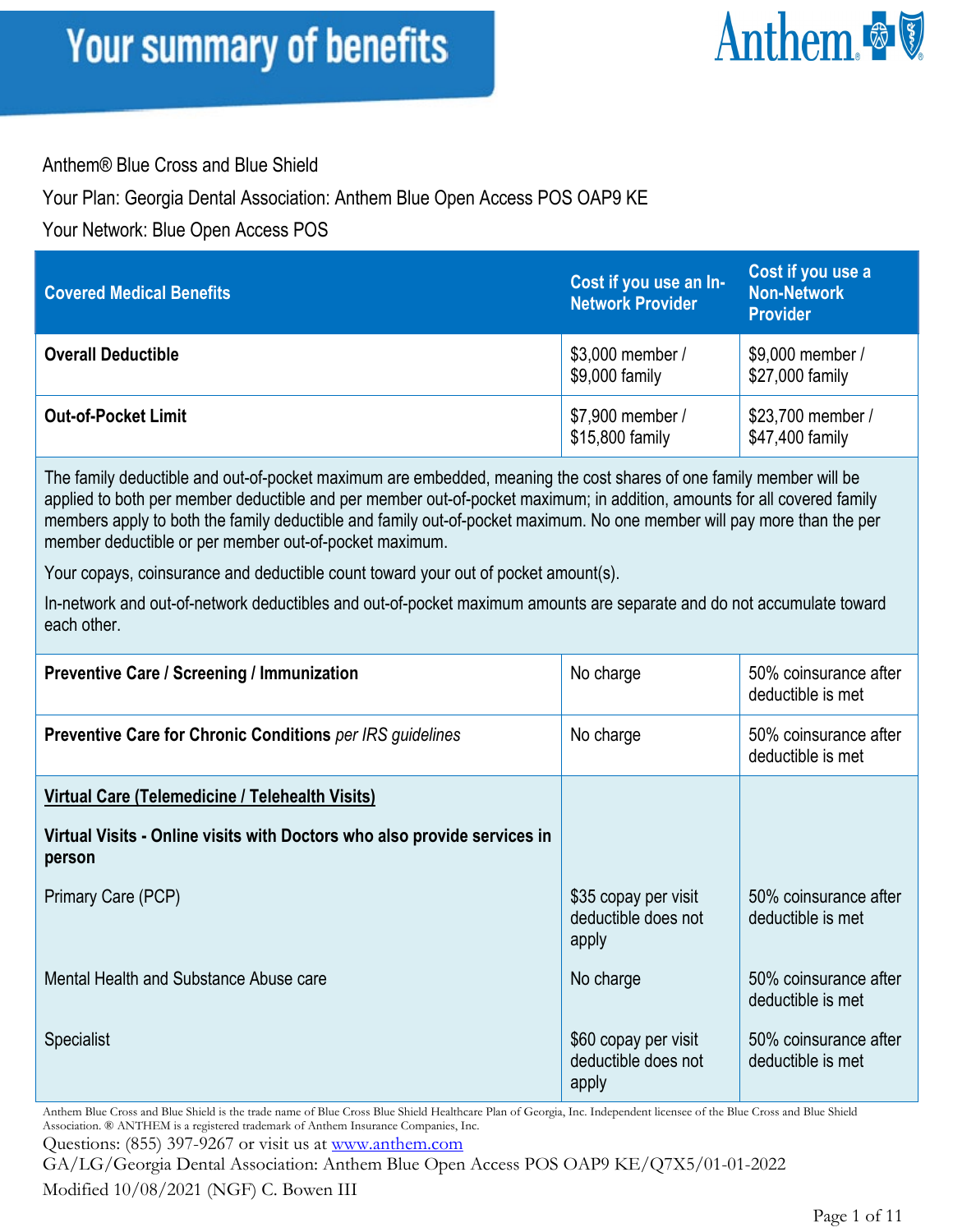# Your summary of benefits

Anthem® Blue Cross and Blue Shield

Your Plan: Georgia Dental Association: Anthem Blue Open Access POS OAP9 KE

Your Network: Blue Open Access POS

| Covered Medical Benefits | Cost if you use an In-Network Provider | Cost if you use a Non-Network Provider |
|---|---|---|
| **Overall Deductible** | $3,000 member / $9,000 family | $9,000 member / $27,000 family |
| **Out-of-Pocket Limit** | $7,900 member / $15,800 family | $23,700 member / $47,400 family |
| The family deductible and out-of-pocket maximum are embedded, meaning the cost shares of one family member will be applied to both per member deductible and per member out-of-pocket maximum; in addition, amounts for all covered family members apply to both the family deductible and family out-of-pocket maximum. No one member will pay more than the per member deductible or per member out-of-pocket maximum. Your copays, coinsurance and deductible count toward your out of pocket amount(s). In-network and out-of-network deductibles and out-of-pocket maximum amounts are separate and do not accumulate toward each other. | | |
| **Preventive Care / Screening / Immunization** | No charge | 50% coinsurance after deductible is met |
| **Preventive Care for Chronic Conditions** *per IRS guidelines* | No charge | 50% coinsurance after deductible is met |
| **Virtual Care (Telemedicine / Telehealth Visits)** | | |
| **Virtual Visits - Online visits with Doctors who also provide services in person** | | |
| Primary Care (PCP) | $35 copay per visit deductible does not apply | 50% coinsurance after deductible is met |
| Mental Health and Substance Abuse care | No charge | 50% coinsurance after deductible is met |
| Specialist | $60 copay per visit deductible does not apply | 50% coinsurance after deductible is met |

Anthem Blue Cross and Blue Shield is the trade name of Blue Cross Blue Shield Healthcare Plan of Georgia, Inc. Independent licensee of the Blue Cross and Blue Shield Association. ® ANTHEM is a registered trademark of Anthem Insurance Companies, Inc.

Questions: (855) 397-9267 or visit us at www.anthem.com

GA/LG/Georgia Dental Association: Anthem Blue Open Access POS OAP9 KE/Q7X5/01-01-2022

Modified 10/08/2021 (NGF) C. Bowen III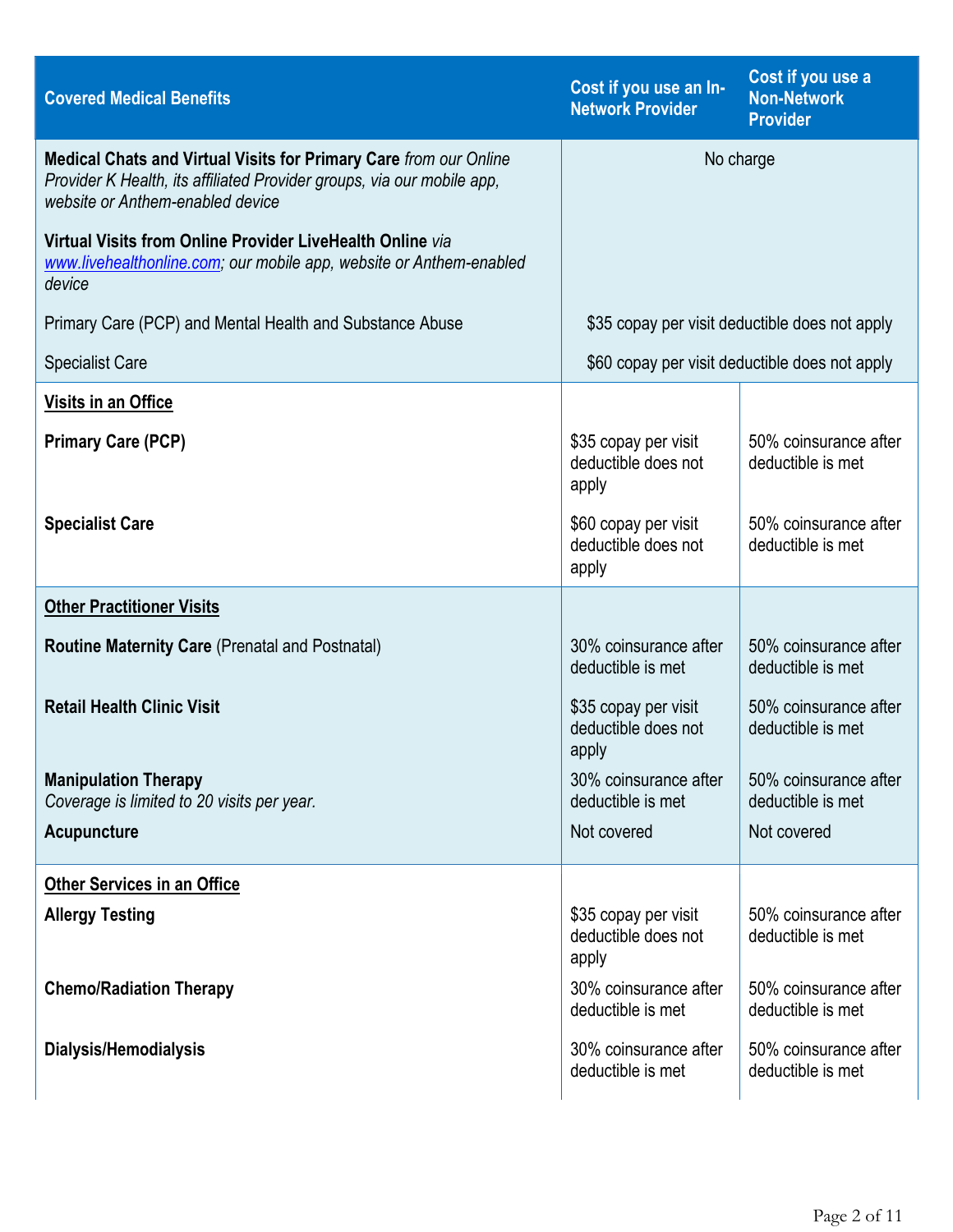| Covered Medical Benefits | Cost if you use an In-Network Provider | Cost if you use a Non-Network Provider |
|---|---|---|
| **Medical Chats and Virtual Visits for Primary Care** *from our Online Provider K Health, its affiliated Provider groups, via our mobile app, website or Anthem-enabled device* | No charge | |
| **Virtual Visits from Online Provider LiveHealth Online** *via www.livehealthonline.com; our mobile app, website or Anthem-enabled device* | | |
| Primary Care (PCP) and Mental Health and Substance Abuse | $35 copay per visit deductible does not apply | |
| Specialist Care | $60 copay per visit deductible does not apply | |
| **Visits in an Office** | | |
| **Primary Care (PCP)** | $35 copay per visit deductible does not apply | 50% coinsurance after deductible is met |
| **Specialist Care** | $60 copay per visit deductible does not apply | 50% coinsurance after deductible is met |
| **Other Practitioner Visits** | | |
| **Routine Maternity Care** (Prenatal and Postnatal) | 30% coinsurance after deductible is met | 50% coinsurance after deductible is met |
| **Retail Health Clinic Visit** | $35 copay per visit deductible does not apply | 50% coinsurance after deductible is met |
| **Manipulation Therapy** *Coverage is limited to 20 visits per year.* | 30% coinsurance after deductible is met | 50% coinsurance after deductible is met |
| **Acupuncture** | Not covered | Not covered |
| **Other Services in an Office** | | |
| **Allergy Testing** | $35 copay per visit deductible does not apply | 50% coinsurance after deductible is met |
| **Chemo/Radiation Therapy** | 30% coinsurance after deductible is met | 50% coinsurance after deductible is met |
| **Dialysis/Hemodialysis** | 30% coinsurance after deductible is met | 50% coinsurance after deductible is met |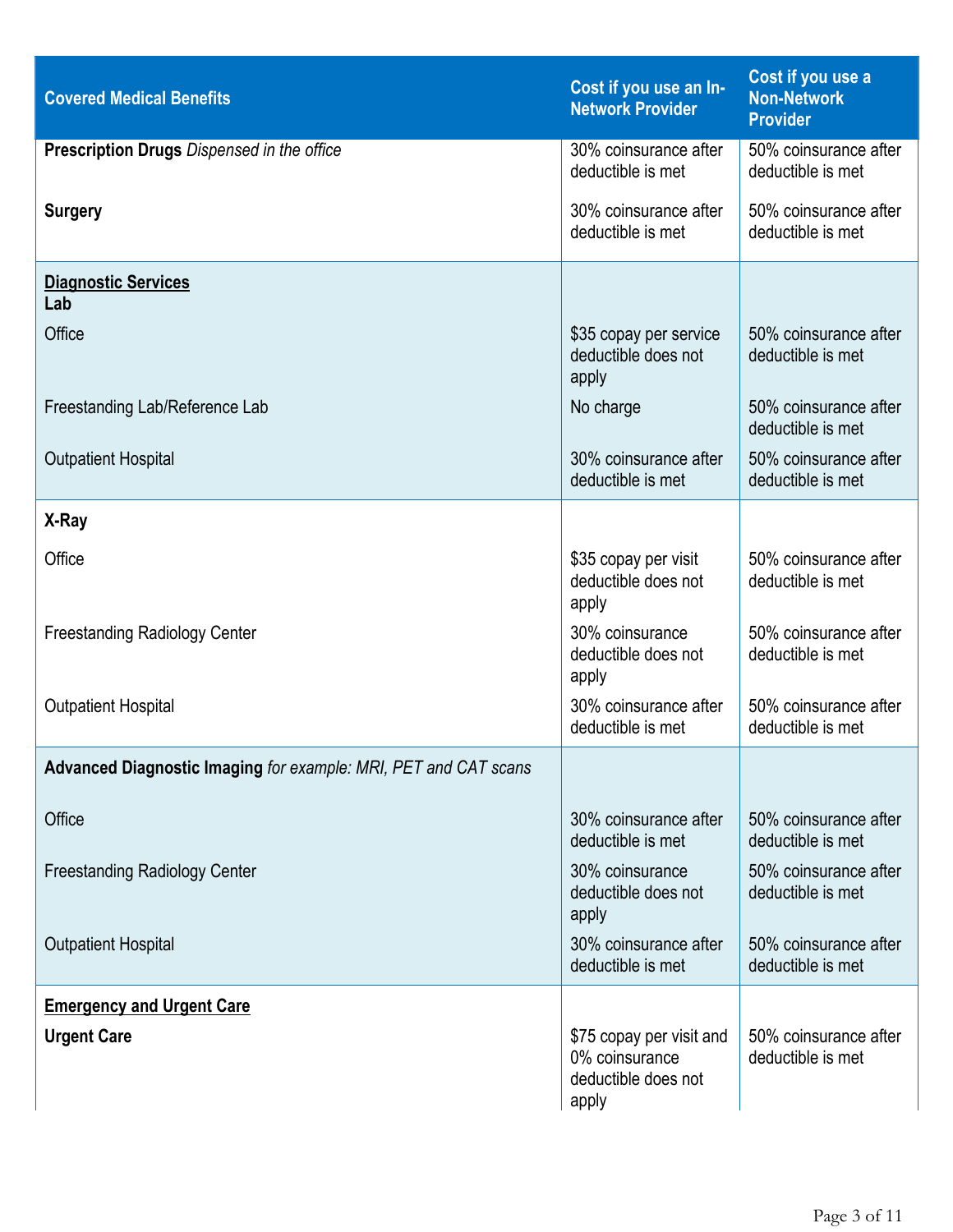| Covered Medical Benefits | Cost if you use an In-Network Provider | Cost if you use a Non-Network Provider |
|---|---|---|
| **Prescription Drugs** *Dispensed in the office* | 30% coinsurance after deductible is met | 50% coinsurance after deductible is met |
| **Surgery** | 30% coinsurance after deductible is met | 50% coinsurance after deductible is met |
| **Diagnostic Services** | | |
| **Lab** | | |
| Office | $35 copay per service deductible does not apply | 50% coinsurance after deductible is met |
| Freestanding Lab/Reference Lab | No charge | 50% coinsurance after deductible is met |
| Outpatient Hospital | 30% coinsurance after deductible is met | 50% coinsurance after deductible is met |
| **X-Ray** | | |
| Office | $35 copay per visit deductible does not apply | 50% coinsurance after deductible is met |
| Freestanding Radiology Center | 30% coinsurance deductible does not apply | 50% coinsurance after deductible is met |
| Outpatient Hospital | 30% coinsurance after deductible is met | 50% coinsurance after deductible is met |
| **Advanced Diagnostic Imaging** *for example: MRI, PET and CAT scans* | | |
| Office | 30% coinsurance after deductible is met | 50% coinsurance after deductible is met |
| Freestanding Radiology Center | 30% coinsurance deductible does not apply | 50% coinsurance after deductible is met |
| Outpatient Hospital | 30% coinsurance after deductible is met | 50% coinsurance after deductible is met |
| **Emergency and Urgent Care** | | |
| **Urgent Care** | $75 copay per visit and 0% coinsurance deductible does not apply | 50% coinsurance after deductible is met |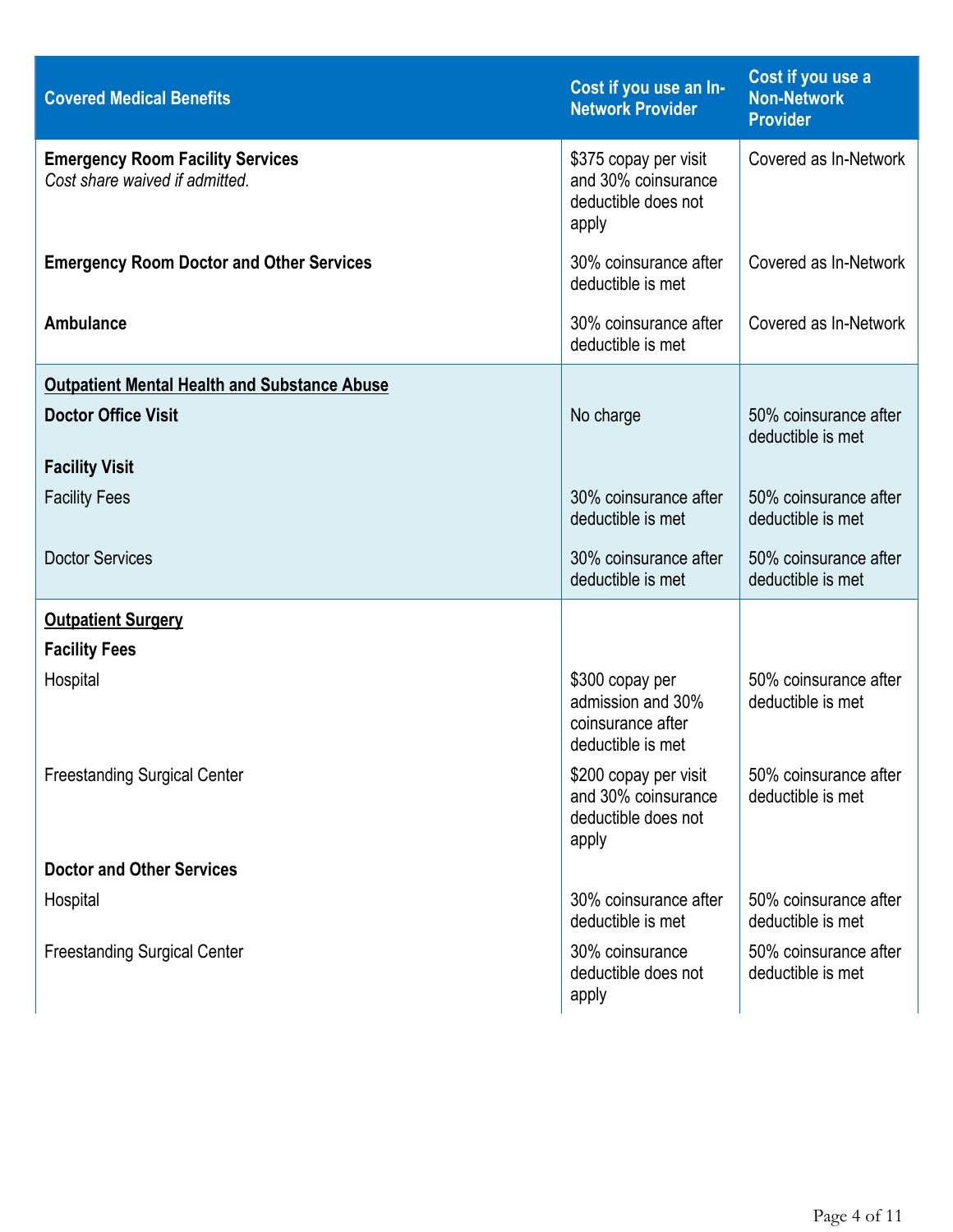| Covered Medical Benefits | Cost if you use an In-Network Provider | Cost if you use a Non-Network Provider |
|---|---|---|
| **Emergency Room Facility Services**<br>*Cost share waived if admitted.* | $375 copay per visit and 30% coinsurance deductible does not apply | Covered as In-Network |
| **Emergency Room Doctor and Other Services** | 30% coinsurance after deductible is met | Covered as In-Network |
| **Ambulance** | 30% coinsurance after deductible is met | Covered as In-Network |
| **<u>Outpatient Mental Health and Substance Abuse</u>** | | |
| **Doctor Office Visit** | No charge | 50% coinsurance after deductible is met |
| **Facility Visit** | | |
| Facility Fees | 30% coinsurance after deductible is met | 50% coinsurance after deductible is met |
| Doctor Services | 30% coinsurance after deductible is met | 50% coinsurance after deductible is met |
| **<u>Outpatient Surgery</u>** | | |
| **Facility Fees** | | |
| Hospital | $300 copay per admission and 30% coinsurance after deductible is met | 50% coinsurance after deductible is met |
| Freestanding Surgical Center | $200 copay per visit and 30% coinsurance deductible does not apply | 50% coinsurance after deductible is met |
| **Doctor and Other Services** | | |
| Hospital | 30% coinsurance after deductible is met | 50% coinsurance after deductible is met |
| Freestanding Surgical Center | 30% coinsurance deductible does not apply | 50% coinsurance after deductible is met |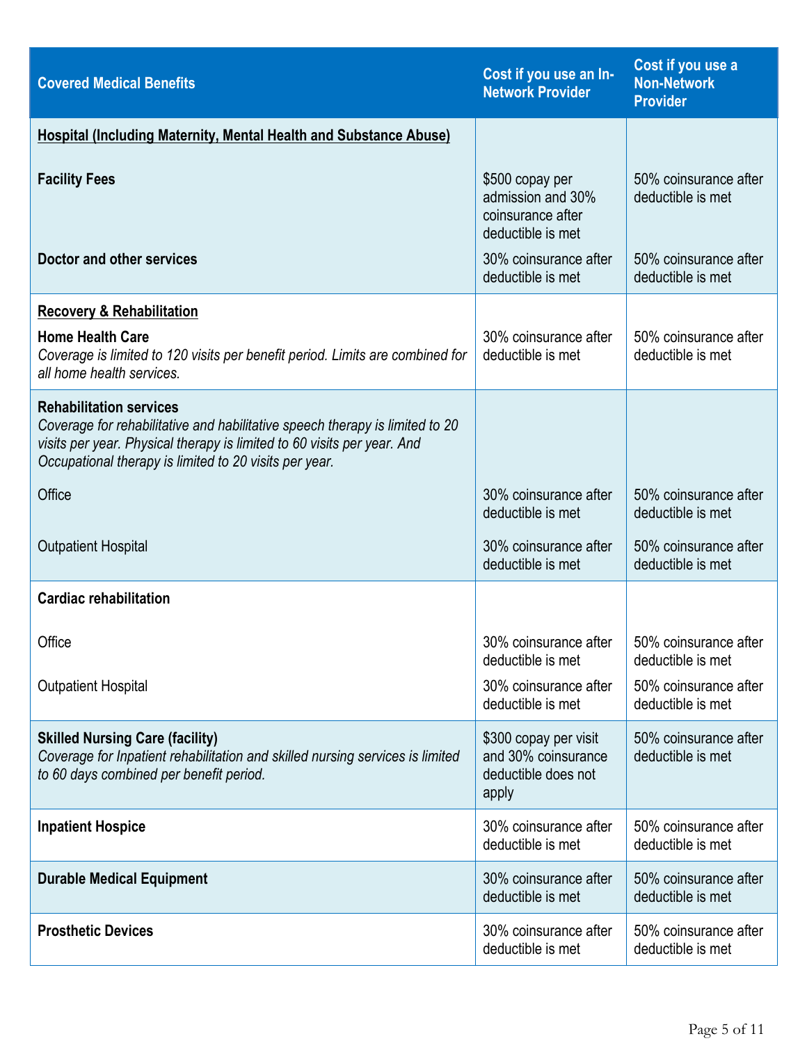| Covered Medical Benefits | Cost if you use an In-Network Provider | Cost if you use a Non-Network Provider |
|---|---|---|
| **Hospital (Including Maternity, Mental Health and Substance Abuse)** | | |
| **Facility Fees** | $500 copay per admission and 30% coinsurance after deductible is met | 50% coinsurance after deductible is met |
| **Doctor and other services** | 30% coinsurance after deductible is met | 50% coinsurance after deductible is met |
| **Recovery & Rehabilitation** | | |
| **Home Health Care** *Coverage is limited to 120 visits per benefit period. Limits are combined for all home health services.* | 30% coinsurance after deductible is met | 50% coinsurance after deductible is met |
| **Rehabilitation services** *Coverage for rehabilitative and habilitative speech therapy is limited to 20 visits per year. Physical therapy is limited to 60 visits per year. And Occupational therapy is limited to 20 visits per year.* | | |
| Office | 30% coinsurance after deductible is met | 50% coinsurance after deductible is met |
| Outpatient Hospital | 30% coinsurance after deductible is met | 50% coinsurance after deductible is met |
| **Cardiac rehabilitation** | | |
| Office | 30% coinsurance after deductible is met | 50% coinsurance after deductible is met |
| Outpatient Hospital | 30% coinsurance after deductible is met | 50% coinsurance after deductible is met |
| **Skilled Nursing Care (facility)** *Coverage for Inpatient rehabilitation and skilled nursing services is limited to 60 days combined per benefit period.* | $300 copay per visit and 30% coinsurance deductible does not apply | 50% coinsurance after deductible is met |
| **Inpatient Hospice** | 30% coinsurance after deductible is met | 50% coinsurance after deductible is met |
| **Durable Medical Equipment** | 30% coinsurance after deductible is met | 50% coinsurance after deductible is met |
| **Prosthetic Devices** | 30% coinsurance after deductible is met | 50% coinsurance after deductible is met |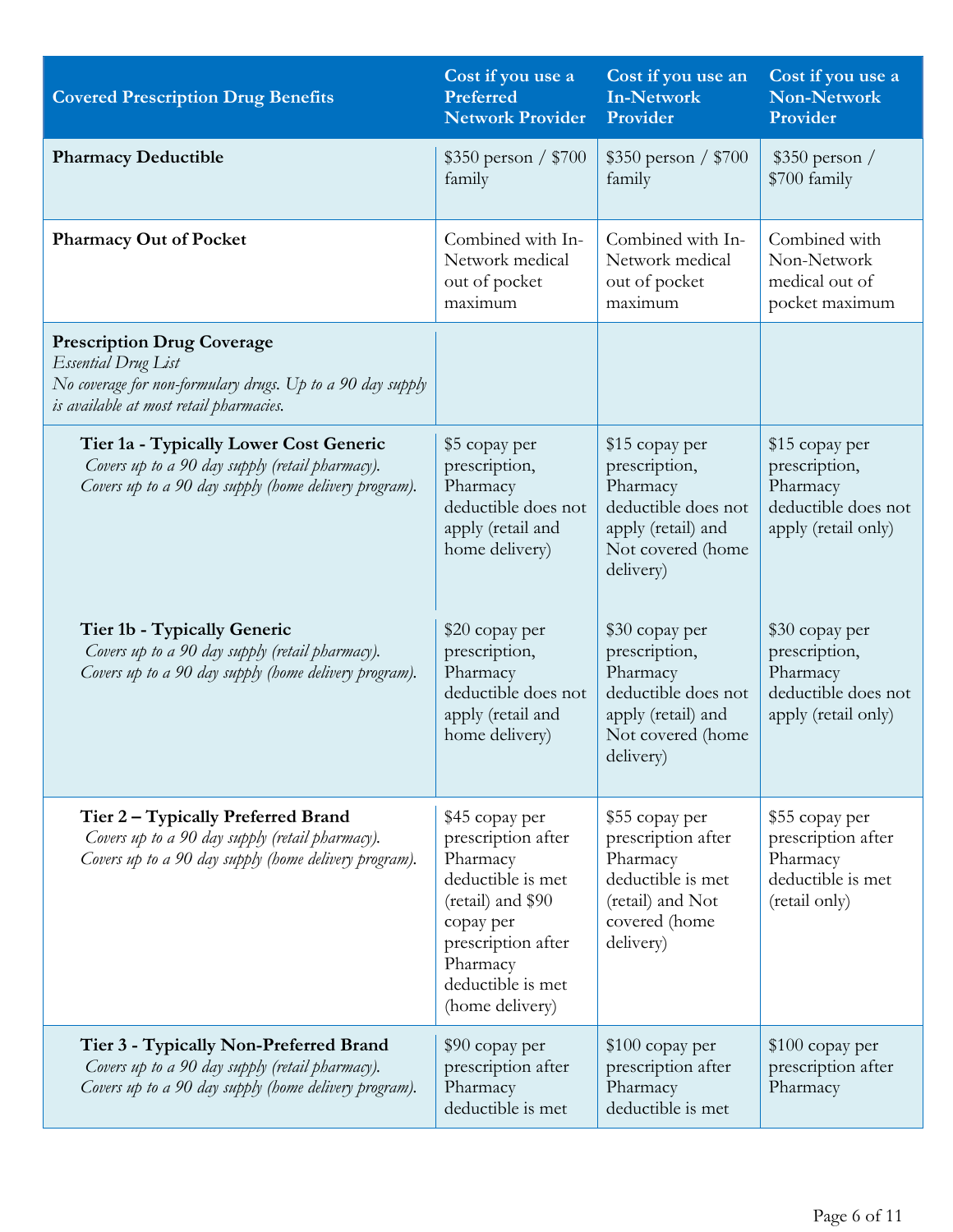| Covered Prescription Drug Benefits | Cost if you use a Preferred Network Provider | Cost if you use an In-Network Provider | Cost if you use a Non-Network Provider |
|---|---|---|---|
| **Pharmacy Deductible** | $350 person / $700 family | $350 person / $700 family | $350 person / $700 family |
| **Pharmacy Out of Pocket** | Combined with In-Network medical out of pocket maximum | Combined with In-Network medical out of pocket maximum | Combined with Non-Network medical out of pocket maximum |
| **Prescription Drug Coverage** *Essential Drug List* *No coverage for non-formulary drugs. Up to a 90 day supply is available at most retail pharmacies.* | | | |
| **Tier 1a - Typically Lower Cost Generic** *Covers up to a 90 day supply (retail pharmacy). Covers up to a 90 day supply (home delivery program).* | $5 copay per prescription, Pharmacy deductible does not apply (retail and home delivery) | $15 copay per prescription, Pharmacy deductible does not apply (retail) and Not covered (home delivery) | $15 copay per prescription, Pharmacy deductible does not apply (retail only) |
| **Tier 1b - Typically Generic** *Covers up to a 90 day supply (retail pharmacy). Covers up to a 90 day supply (home delivery program).* | $20 copay per prescription, Pharmacy deductible does not apply (retail and home delivery) | $30 copay per prescription, Pharmacy deductible does not apply (retail) and Not covered (home delivery) | $30 copay per prescription, Pharmacy deductible does not apply (retail only) |
| **Tier 2 – Typically Preferred Brand** *Covers up to a 90 day supply (retail pharmacy). Covers up to a 90 day supply (home delivery program).* | $45 copay per prescription after Pharmacy deductible is met (retail) and $90 copay per prescription after Pharmacy deductible is met (home delivery) | $55 copay per prescription after Pharmacy deductible is met (retail) and Not covered (home delivery) | $55 copay per prescription after Pharmacy deductible is met (retail only) |
| **Tier 3 - Typically Non-Preferred Brand** *Covers up to a 90 day supply (retail pharmacy). Covers up to a 90 day supply (home delivery program).* | $90 copay per prescription after Pharmacy deductible is met | $100 copay per prescription after Pharmacy deductible is met | $100 copay per prescription after Pharmacy |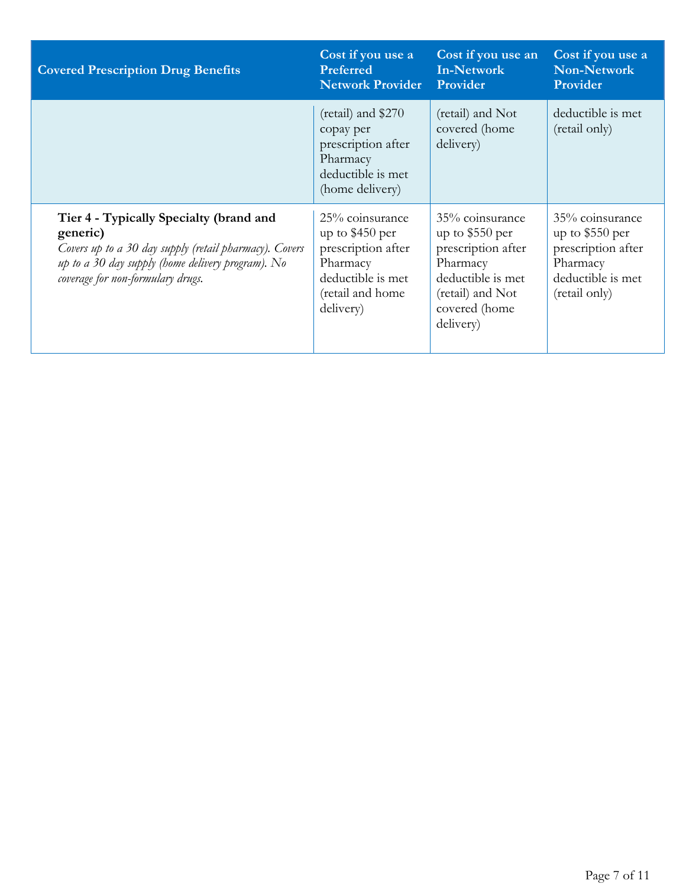| Covered Prescription Drug Benefits | Cost if you use a Preferred Network Provider | Cost if you use an In-Network Provider | Cost if you use a Non-Network Provider |
|---|---|---|---|
| | (retail) and $270 copay per prescription after Pharmacy deductible is met (home delivery) | (retail) and Not covered (home delivery) | deductible is met (retail only) |
| **Tier 4 - Typically Specialty (brand and generic)** *Covers up to a 30 day supply (retail pharmacy). Covers up to a 30 day supply (home delivery program). No coverage for non-formulary drugs.* | 25% coinsurance up to $450 per prescription after Pharmacy deductible is met (retail and home delivery) | 35% coinsurance up to $550 per prescription after Pharmacy deductible is met (retail) and Not covered (home delivery) | 35% coinsurance up to $550 per prescription after Pharmacy deductible is met (retail only) |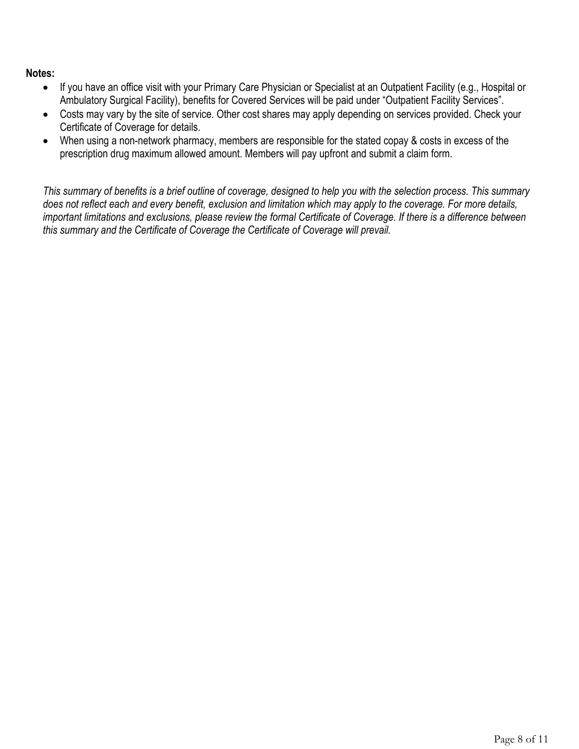**Notes:**

- If you have an office visit with your Primary Care Physician or Specialist at an Outpatient Facility (e.g., Hospital or Ambulatory Surgical Facility), benefits for Covered Services will be paid under "Outpatient Facility Services".
- Costs may vary by the site of service. Other cost shares may apply depending on services provided. Check your Certificate of Coverage for details.
- When using a non-network pharmacy, members are responsible for the stated copay & costs in excess of the prescription drug maximum allowed amount. Members will pay upfront and submit a claim form.

*This summary of benefits is a brief outline of coverage, designed to help you with the selection process. This summary does not reflect each and every benefit, exclusion and limitation which may apply to the coverage. For more details, important limitations and exclusions, please review the formal Certificate of Coverage. If there is a difference between this summary and the Certificate of Coverage the Certificate of Coverage will prevail.*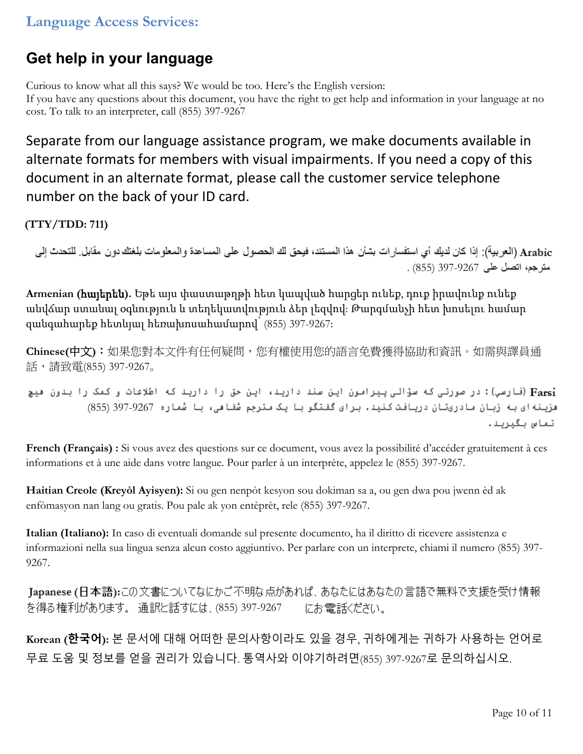## Language Access Services:

# Get help in your language

Curious to know what all this says? We would be too. Here's the English version:
If you have any questions about this document, you have the right to get help and information in your language at no cost. To talk to an interpreter, call (855) 397-9267

Separate from our language assistance program, we make documents available in alternate formats for members with visual impairments. If you need a copy of this document in an alternate format, please call the customer service telephone number on the back of your ID card.

**(TTY/TDD: 711)**

**Arabic** (العربية): إذا كان لديك أي استفسارات بشأن هذا المستند، فيحق لك الحصول على المساعدة والمعلومات بلغتك دون مقابل. للتحدث إلى مترجم، اتصل على 9267-397 (855) .

**Armenian (հայերեն).** Եթե այս փաստաթղթի հետ կապված հարցեր ունեք, դուք իրավունք ունեք անվճար ստանալ օգնություն և տեղեկատվություն ձեր լեզվով: Թարգմանչի հետ խոսելու համար զանգահարեք հետևյալ հեռախոսահամարով՝ (855) 397-9267:

**Chinese(中文)**：如果您對本文件有任何疑問，您有權使用您的語言免費獲得協助和資訊。如需與譯員通話，請致電(855) 397-9267。

**Farsi** (فارسی) : در صورتی که سؤالی پیرامون این سند دارید، این حق را دارید که اطلاعات و کمک را بدون هیچ هزینه ای به زبان مادری‌تان دریافت کنید. برای گفتگو با یک مترجم شفاهی، با شماره 9267-397 (855) تماس بگیرید.

**French (Français) :** Si vous avez des questions sur ce document, vous avez la possibilité d'accéder gratuitement à ces informations et à une aide dans votre langue. Pour parler à un interprète, appelez le (855) 397-9267.

**Haitian Creole (Kreyòl Ayisyen):** Si ou gen nenpòt kesyon sou dokiman sa a, ou gen dwa pou jwenn èd ak enfòmasyon nan lang ou gratis. Pou pale ak yon entèprèt, rele (855) 397-9267.

**Italian (Italiano):** In caso di eventuali domande sul presente documento, ha il diritto di ricevere assistenza e informazioni nella sua lingua senza alcun costo aggiuntivo. Per parlare con un interprete, chiami il numero (855) 397-9267.

**Japanese (日本語):** この文書についてなにかご不明な点があれば、あなたにはあなたの言語で無料で支援を受け情報を得る権利があります。 通訳と話すには、(855) 397-9267 にお電話ください。

**Korean (한국어):** 본 문서에 대해 어떠한 문의사항이라도 있을 경우, 귀하에게는 귀하가 사용하는 언어로 무료 도움 및 정보를 얻을 권리가 있습니다. 통역사와 이야기하려면(855) 397-9267로 문의하십시오.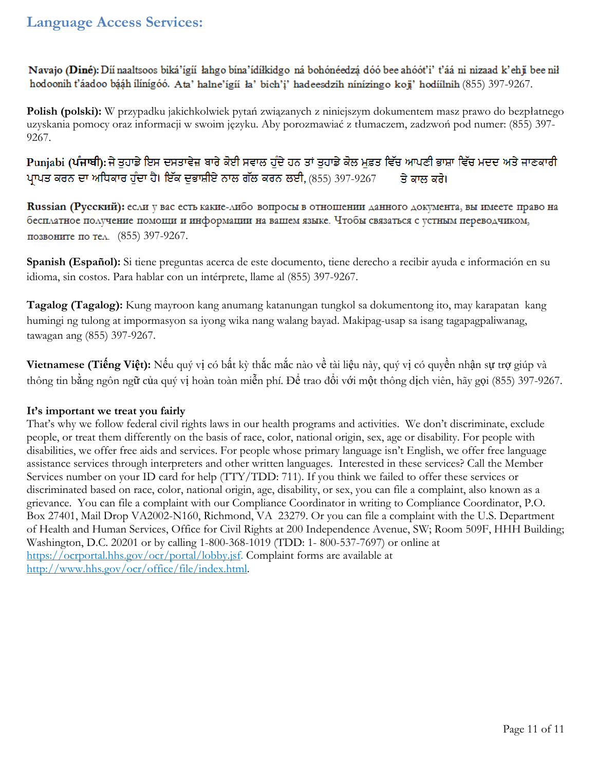## Language Access Services:

**Navajo (Diné):** Díí naaltsoos biká'ígíí łahgo bína'ídílkidgo ná bohónéedzą́ dóó bee ahóót'i' t'áá ni nizaad k'ehjį bee nił hodoonih t'áadoo bááh ílínígóó. Ata' halne'ígíí ła' bich'į' hadeesdzih nínízingo kojį' hodíílnih (855) 397-9267.

**Polish (polski):** W przypadku jakichkolwiek pytań związanych z niniejszym dokumentem masz prawo do bezpłatnego uzyskania pomocy oraz informacji w swoim języku. Aby porozmawiać z tłumaczem, zadzwoń pod numer: (855) 397-9267.

**Punjabi (ਪੰਜਾਬੀ):** ਜੇ ਤੁਹਾਡੇ ਇਸ ਦਸਤਾਵੇਜ਼ ਬਾਰੇ ਕੋਈ ਸਵਾਲ ਹੁੰਦੇ ਹਨ ਤਾਂ ਤੁਹਾਡੇ ਕੋਲ ਮੁਫ਼ਤ ਵਿੱਚ ਆਪਣੀ ਭਾਸ਼ਾ ਵਿੱਚ ਮਦਦ ਅਤੇ ਜਾਣਕਾਰੀ ਪ੍ਰਾਪਤ ਕਰਨ ਦਾ ਅਧਿਕਾਰ ਹੁੰਦਾ ਹੈ। ਇੱਕ ਦੁਭਾਸ਼ੀਏ ਨਾਲ ਗੱਲ ਕਰਨ ਲਈ, (855) 397-9267 ਤੇ ਕਾਲ ਕਰੋ।

**Russian (Русский):** если у вас есть какие-либо вопросы в отношении данного документа, вы имеете право на бесплатное получение помощи и информации на вашем языке. Чтобы связаться с устным переводчиком, позвоните по тел. (855) 397-9267.

**Spanish (Español):** Si tiene preguntas acerca de este documento, tiene derecho a recibir ayuda e información en su idioma, sin costos. Para hablar con un intérprete, llame al (855) 397-9267.

**Tagalog (Tagalog):** Kung mayroon kang anumang katanungan tungkol sa dokumentong ito, may karapatan kang humingi ng tulong at impormasyon sa iyong wika nang walang bayad. Makipag-usap sa isang tagapagpaliwanag, tawagan ang (855) 397-9267.

**Vietnamese (Tiếng Việt):** Nếu quý vị có bất kỳ thắc mắc nào về tài liệu này, quý vị có quyền nhận sự trợ giúp và thông tin bằng ngôn ngữ của quý vị hoàn toàn miễn phí. Để trao đổi với một thông dịch viên, hãy gọi (855) 397-9267.

**It's important we treat you fairly**

That's why we follow federal civil rights laws in our health programs and activities. We don't discriminate, exclude people, or treat them differently on the basis of race, color, national origin, sex, age or disability. For people with disabilities, we offer free aids and services. For people whose primary language isn't English, we offer free language assistance services through interpreters and other written languages. Interested in these services? Call the Member Services number on your ID card for help (TTY/TDD: 711). If you think we failed to offer these services or discriminated based on race, color, national origin, age, disability, or sex, you can file a complaint, also known as a grievance. You can file a complaint with our Compliance Coordinator in writing to Compliance Coordinator, P.O. Box 27401, Mail Drop VA2002-N160, Richmond, VA 23279. Or you can file a complaint with the U.S. Department of Health and Human Services, Office for Civil Rights at 200 Independence Avenue, SW; Room 509F, HHH Building; Washington, D.C. 20201 or by calling 1-800-368-1019 (TDD: 1- 800-537-7697) or online at https://ocrportal.hhs.gov/ocr/portal/lobby.jsf. Complaint forms are available at http://www.hhs.gov/ocr/office/file/index.html.